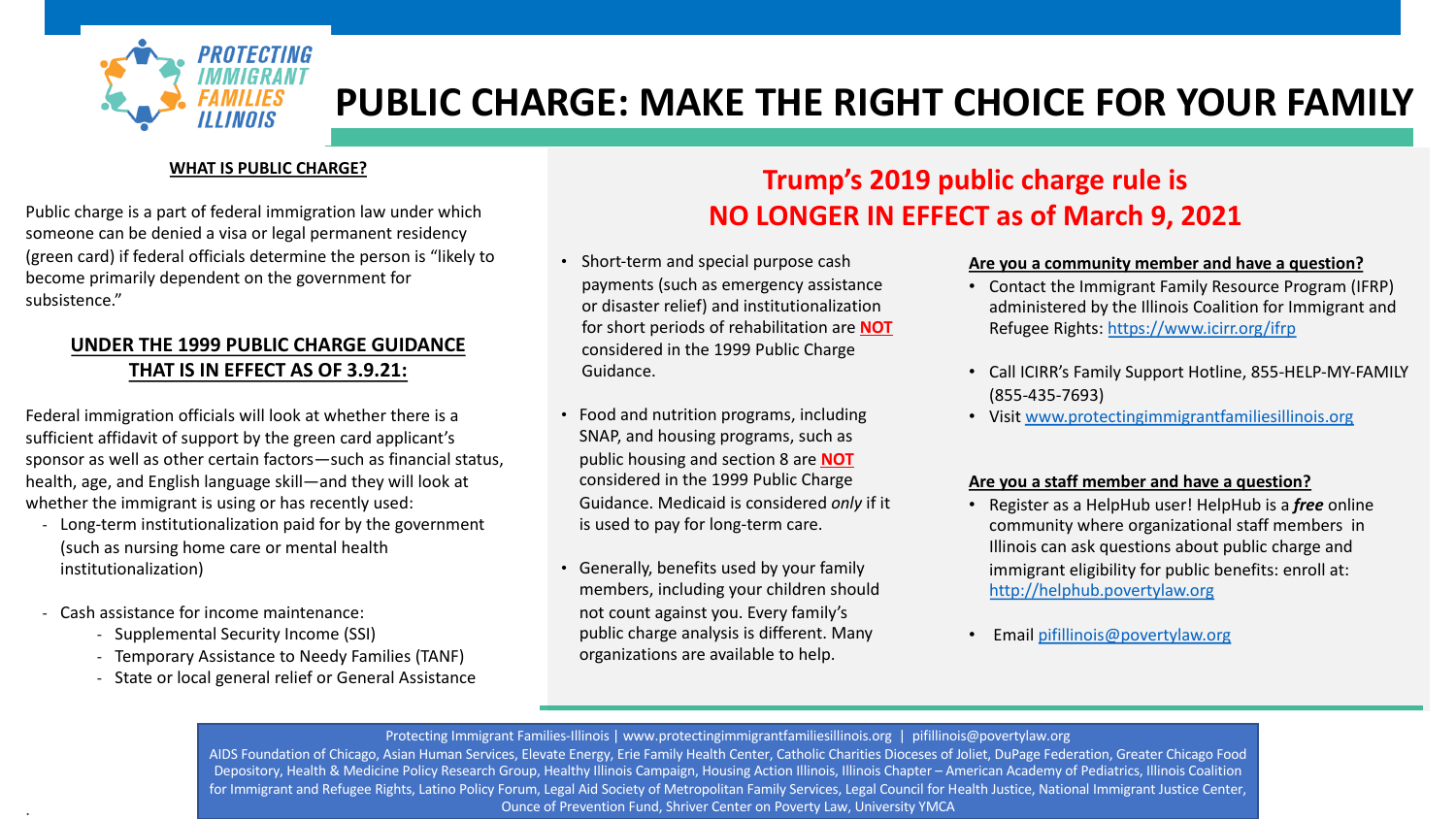PROTECTING IMMIGRANT FAMILIES ILLINOIS

# PUBLIC CHARGE: MAKE THE RIGHT CHOICE FOR YOUR FAMILY

**WHAT IS PUBLIC CHARGE?**

Public charge is a part of federal immigration law under which someone can be denied a visa or legal permanent residency (green card) if federal officials determine the person is "likely to become primarily dependent on the government for subsistence."

**UNDER THE 1999 PUBLIC CHARGE GUIDANCE THAT IS IN EFFECT AS OF 3.9.21:**

Federal immigration officials will look at whether there is a sufficient affidavit of support by the green card applicant's sponsor as well as other certain factors—such as financial status, health, age, and English language skill—and they will look at whether the immigrant is using or has recently used:

- Long-term institutionalization paid for by the government (such as nursing home care or mental health institutionalization)
- Cash assistance for income maintenance:
  - Supplemental Security Income (SSI)
  - Temporary Assistance to Needy Families (TANF)
  - State or local general relief or General Assistance

## Trump's 2019 public charge rule is NO LONGER IN EFFECT as of March 9, 2021

- Short-term and special purpose cash payments (such as emergency assistance or disaster relief) and institutionalization for short periods of rehabilitation are **NOT** considered in the 1999 Public Charge Guidance.
- Food and nutrition programs, including SNAP, and housing programs, such as public housing and section 8 are **NOT** considered in the 1999 Public Charge Guidance. Medicaid is considered *only* if it is used to pay for long-term care.
- Generally, benefits used by your family members, including your children should not count against you. Every family's public charge analysis is different. Many organizations are available to help.

**Are you a community member and have a question?**

- Contact the Immigrant Family Resource Program (IFRP) administered by the Illinois Coalition for Immigrant and Refugee Rights: https://www.icirr.org/ifrp
- Call ICIRR's Family Support Hotline, 855-HELP-MY-FAMILY (855-435-7693)
- Visit www.protectingimmigrantfamiliesillinois.org

**Are you a staff member and have a question?**

- Register as a HelpHub user! HelpHub is a ***free*** online community where organizational staff members in Illinois can ask questions about public charge and immigrant eligibility for public benefits: enroll at: http://helphub.povertylaw.org
- Email pifillinois@povertylaw.org

Protecting Immigrant Families-Illinois | www.protectingimmigrantfamiliesillinois.org | pifillinois@povertylaw.org

AIDS Foundation of Chicago, Asian Human Services, Elevate Energy, Erie Family Health Center, Catholic Charities Dioceses of Joliet, DuPage Federation, Greater Chicago Food Depository, Health & Medicine Policy Research Group, Healthy Illinois Campaign, Housing Action Illinois, Illinois Chapter – American Academy of Pediatrics, Illinois Coalition for Immigrant and Refugee Rights, Latino Policy Forum, Legal Aid Society of Metropolitan Family Services, Legal Council for Health Justice, National Immigrant Justice Center, Ounce of Prevention Fund, Shriver Center on Poverty Law, University YMCA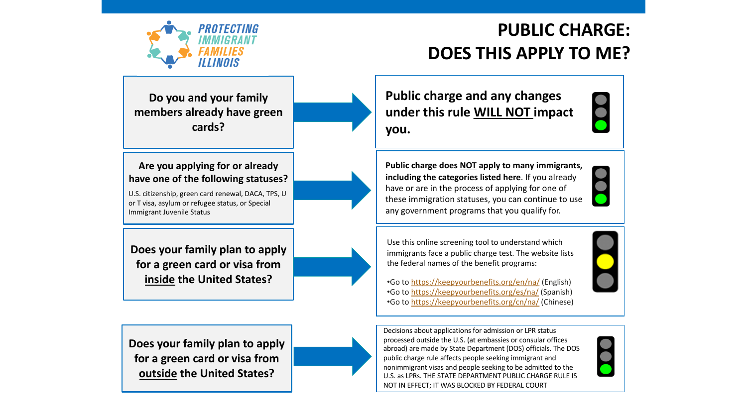PROTECTING IMMIGRANT FAMILIES ILLINOIS

# PUBLIC CHARGE: DOES THIS APPLY TO ME?

**Do you and your family members already have green cards?**

→ **Public charge and any changes under this rule WILL NOT impact you.**

**Are you applying for or already have one of the following statuses?**

U.S. citizenship, green card renewal, DACA, TPS, U or T visa, asylum or refugee status, or Special Immigrant Juvenile Status

→ **Public charge does NOT apply to many immigrants, including the categories listed here**. If you already have or are in the process of applying for one of these immigration statuses, you can continue to use any government programs that you qualify for.

**Does your family plan to apply for a green card or visa from inside the United States?**

→ Use this online screening tool to understand which immigrants face a public charge test. The website lists the federal names of the benefit programs:

- Go to https://keepyourbenefits.org/en/na/ (English)
- Go to https://keepyourbenefits.org/es/na/ (Spanish)
- Go to https://keepyourbenefits.org/cn/na/ (Chinese)

**Does your family plan to apply for a green card or visa from outside the United States?**

→ Decisions about applications for admission or LPR status processed outside the U.S. (at embassies or consular offices abroad) are made by State Department (DOS) officials. The DOS public charge rule affects people seeking immigrant and nonimmigrant visas and people seeking to be admitted to the U.S. as LPRs. THE STATE DEPARTMENT PUBLIC CHARGE RULE IS NOT IN EFFECT; IT WAS BLOCKED BY FEDERAL COURT